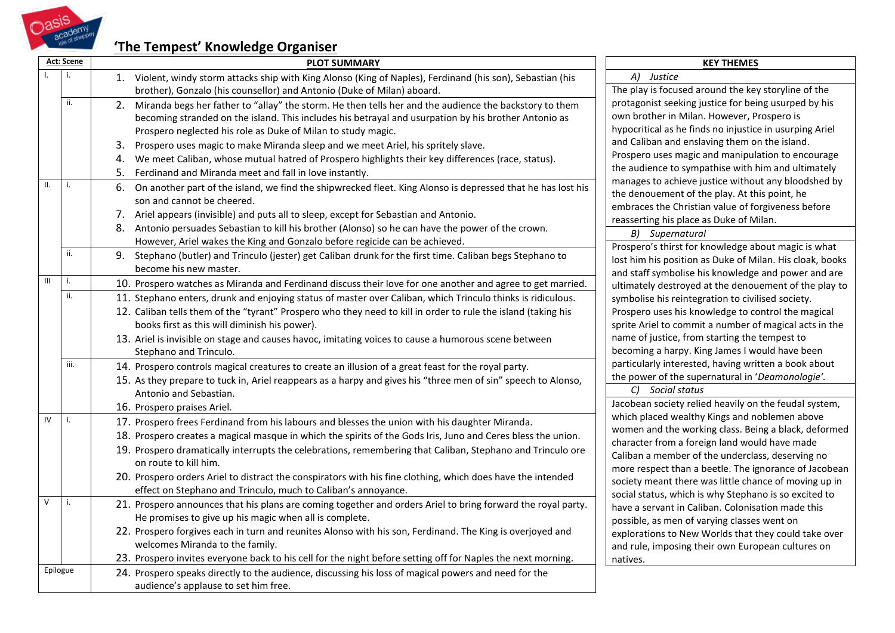# 'The Tempest' Knowledge Organiser

| Act: Scene | | PLOT SUMMARY |
|---|---|---|
| I. | i. | 1. Violent, windy storm attacks ship with King Alonso (King of Naples), Ferdinand (his son), Sebastian (his brother), Gonzalo (his counsellor) and Antonio (Duke of Milan) aboard. |
| | ii. | 2. Miranda begs her father to "allay" the storm. He then tells her and the audience the backstory to them becoming stranded on the island. This includes his betrayal and usurpation by his brother Antonio as Prospero neglected his role as Duke of Milan to study magic.<br>3. Prospero uses magic to make Miranda sleep and we meet Ariel, his spritely slave.<br>4. We meet Caliban, whose mutual hatred of Prospero highlights their key differences (race, status).<br>5. Ferdinand and Miranda meet and fall in love instantly. |
| II. | i. | 6. On another part of the island, we find the shipwrecked fleet. King Alonso is depressed that he has lost his son and cannot be cheered.<br>7. Ariel appears (invisible) and puts all to sleep, except for Sebastian and Antonio.<br>8. Antonio persuades Sebastian to kill his brother (Alonso) so he can have the power of the crown. However, Ariel wakes the King and Gonzalo before regicide can be achieved. |
| | ii. | 9. Stephano (butler) and Trinculo (jester) get Caliban drunk for the first time. Caliban begs Stephano to become his new master. |
| III | i. | 10. Prospero watches as Miranda and Ferdinand discuss their love for one another and agree to get married. |
| | ii. | 11. Stephano enters, drunk and enjoying status of master over Caliban, which Trinculo thinks is ridiculous.<br>12. Caliban tells them of the "tyrant" Prospero who they need to kill in order to rule the island (taking his books first as this will diminish his power).<br>13. Ariel is invisible on stage and causes havoc, imitating voices to cause a humorous scene between Stephano and Trinculo. |
| | iii. | 14. Prospero controls magical creatures to create an illusion of a great feast for the royal party.<br>15. As they prepare to tuck in, Ariel reappears as a harpy and gives his "three men of sin" speech to Alonso, Antonio and Sebastian.<br>16. Prospero praises Ariel. |
| IV | i. | 17. Prospero frees Ferdinand from his labours and blesses the union with his daughter Miranda.<br>18. Prospero creates a magical masque in which the spirits of the Gods Iris, Juno and Ceres bless the union.<br>19. Prospero dramatically interrupts the celebrations, remembering that Caliban, Stephano and Trinculo ore on route to kill him.<br>20. Prospero orders Ariel to distract the conspirators with his fine clothing, which does have the intended effect on Stephano and Trinculo, much to Caliban's annoyance. |
| V | i. | 21. Prospero announces that his plans are coming together and orders Ariel to bring forward the royal party. He promises to give up his magic when all is complete.<br>22. Prospero forgives each in turn and reunites Alonso with his son, Ferdinand. The King is overjoyed and welcomes Miranda to the family.<br>23. Prospero invites everyone back to his cell for the night before setting off for Naples the next morning. |
| Epilogue | | 24. Prospero speaks directly to the audience, discussing his loss of magical powers and need for the audience's applause to set him free. |

| KEY THEMES |
|---|
| *A) Justice* |
| The play is focused around the key storyline of the protagonist seeking justice for being usurped by his own brother in Milan. However, Prospero is hypocritical as he finds no injustice in usurping Ariel and Caliban and enslaving them on the island. Prospero uses magic and manipulation to encourage the audience to sympathise with him and ultimately manages to achieve justice without any bloodshed by the denouement of the play. At this point, he embraces the Christian value of forgiveness before reasserting his place as Duke of Milan. |
| *B) Supernatural* |
| Prospero's thirst for knowledge about magic is what lost him his position as Duke of Milan. His cloak, books and staff symbolise his knowledge and power and are ultimately destroyed at the denouement of the play to symbolise his reintegration to civilised society. Prospero uses his knowledge to control the magical sprite Ariel to commit a number of magical acts in the name of justice, from starting the tempest to becoming a harpy. King James I would have been particularly interested, having written a book about the power of the supernatural in '*Deamonologie'*. |
| *C) Social status* |
| Jacobean society relied heavily on the feudal system, which placed wealthy Kings and noblemen above women and the working class. Being a black, deformed character from a foreign land would have made Caliban a member of the underclass, deserving no more respect than a beetle. The ignorance of Jacobean society meant there was little chance of moving up in social status, which is why Stephano is so excited to have a servant in Caliban. Colonisation made this possible, as men of varying classes went on explorations to New Worlds that they could take over and rule, imposing their own European cultures on natives. |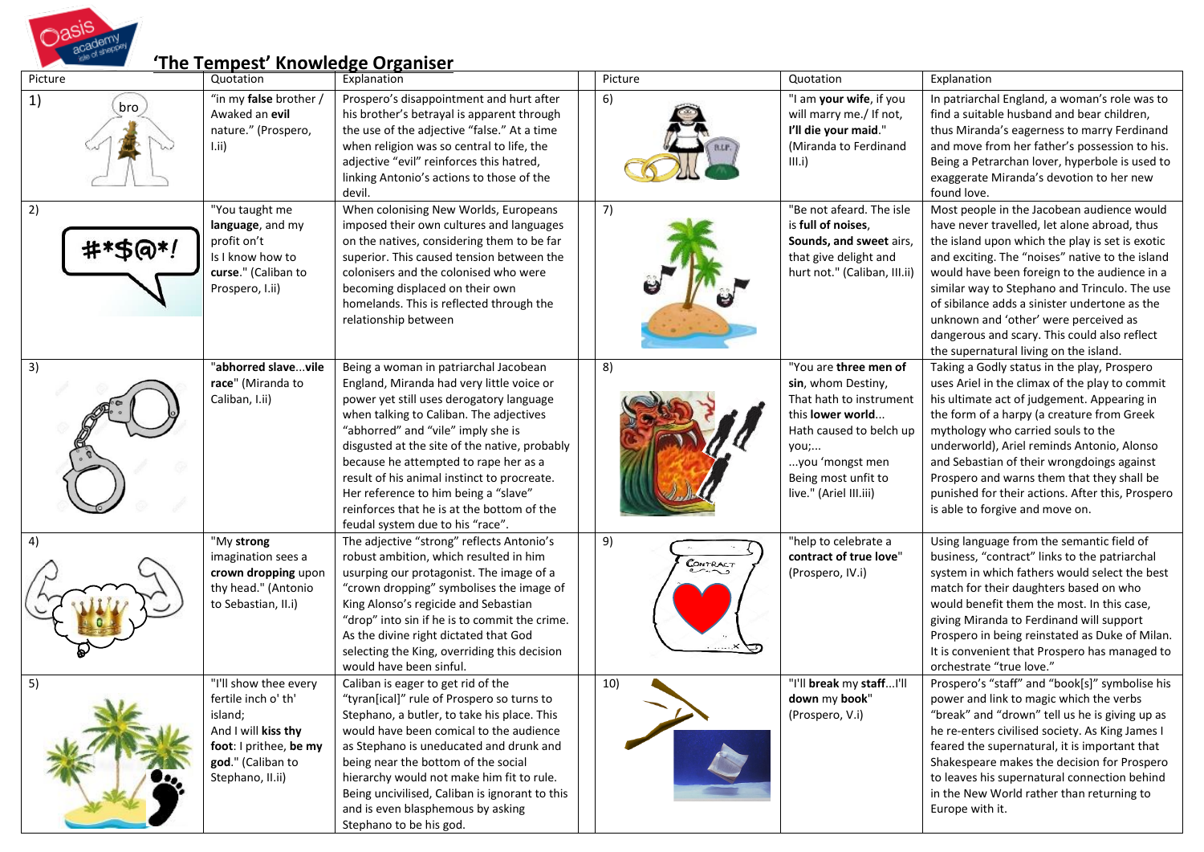# 'The Tempest' Knowledge Organiser

| Picture | Quotation | Explanation | Picture | Quotation | Explanation |
|---|---|---|---|---|---|
| 1) | "in my **false** brother / Awaked an **evil** nature." (Prospero, I.ii) | Prospero's disappointment and hurt after his brother's betrayal is apparent through the use of the adjective "false." At a time when religion was so central to life, the adjective "evil" reinforces this hatred, linking Antonio's actions to those of the devil. | 6) | "I am **your wife**, if you will marry me./ If not, **I'll die your maid**." (Miranda to Ferdinand III.i) | In patriarchal England, a woman's role was to find a suitable husband and bear children, thus Miranda's eagerness to marry Ferdinand and move from her father's possession to his. Being a Petrarchan lover, hyperbole is used to exaggerate Miranda's devotion to her new found love. |
| 2) | "You taught me **language**, and my profit on't Is I know how to **curse**." (Caliban to Prospero, I.ii) | When colonising New Worlds, Europeans imposed their own cultures and languages on the natives, considering them to be far superior. This caused tension between the colonisers and the colonised who were becoming displaced on their own homelands. This is reflected through the relationship between | 7) | "Be not afeard. The isle is **full of noises**, **Sounds, and sweet** airs, that give delight and hurt not." (Caliban, III.ii) | Most people in the Jacobean audience would have never travelled, let alone abroad, thus the island upon which the play is set is exotic and exciting. The "noises" native to the island would have been foreign to the audience in a similar way to Stephano and Trinculo. The use of sibilance adds a sinister undertone as the unknown and 'other' were perceived as dangerous and scary. This could also reflect the supernatural living on the island. |
| 3) | "**abhorred slave**...**vile race**" (Miranda to Caliban, I.ii) | Being a woman in patriarchal Jacobean England, Miranda had very little voice or power yet still uses derogatory language when talking to Caliban. The adjectives "abhorred" and "vile" imply she is disgusted at the site of the native, probably because he attempted to rape her as a result of his animal instinct to procreate. Her reference to him being a "slave" reinforces that he is at the bottom of the feudal system due to his "race". | 8) | "You are **three men of sin**, whom Destiny, That hath to instrument this **lower world**... Hath caused to belch up you;... ...you 'mongst men Being most unfit to live." (Ariel III.iii) | Taking a Godly status in the play, Prospero uses Ariel in the climax of the play to commit his ultimate act of judgement. Appearing in the form of a harpy (a creature from Greek mythology who carried souls to the underworld), Ariel reminds Antonio, Alonso and Sebastian of their wrongdoings against Prospero and warns them that they shall be punished for their actions. After this, Prospero is able to forgive and move on. |
| 4) | "My **strong** imagination sees a **crown dropping** upon thy head." (Antonio to Sebastian, II.i) | The adjective "strong" reflects Antonio's robust ambition, which resulted in him usurping our protagonist. The image of a "crown dropping" symbolises the image of King Alonso's regicide and Sebastian "drop" into sin if he is to commit the crime. As the divine right dictated that God selecting the King, overriding this decision would have been sinful. | 9) | "help to celebrate a **contract of true love**" (Prospero, IV.i) | Using language from the semantic field of business, "contract" links to the patriarchal system in which fathers would select the best match for their daughters based on who would benefit them the most. In this case, giving Miranda to Ferdinand will support Prospero in being reinstated as Duke of Milan. It is convenient that Prospero has managed to orchestrate "true love." |
| 5) | "I'll show thee every fertile inch o' th' island; And I will **kiss thy foot**: I prithee, **be my god**." (Caliban to Stephano, II.ii) | Caliban is eager to get rid of the "tyran[ical]" rule of Prospero so turns to Stephano, a butler, to take his place. This would have been comical to the audience as Stephano is uneducated and drunk and being near the bottom of the social hierarchy would not make him fit to rule. Being uncivilised, Caliban is ignorant to this and is even blasphemous by asking Stephano to be his god. | 10) | "I'll **break** my **staff**...I'll **down** my **book**" (Prospero, V.i) | Prospero's "staff" and "book[s]" symbolise his power and link to magic which the verbs "break" and "drown" tell us he is giving up as he re-enters civilised society. As King James I feared the supernatural, it is important that Shakespeare makes the decision for Prospero to leaves his supernatural connection behind in the New World rather than returning to Europe with it. |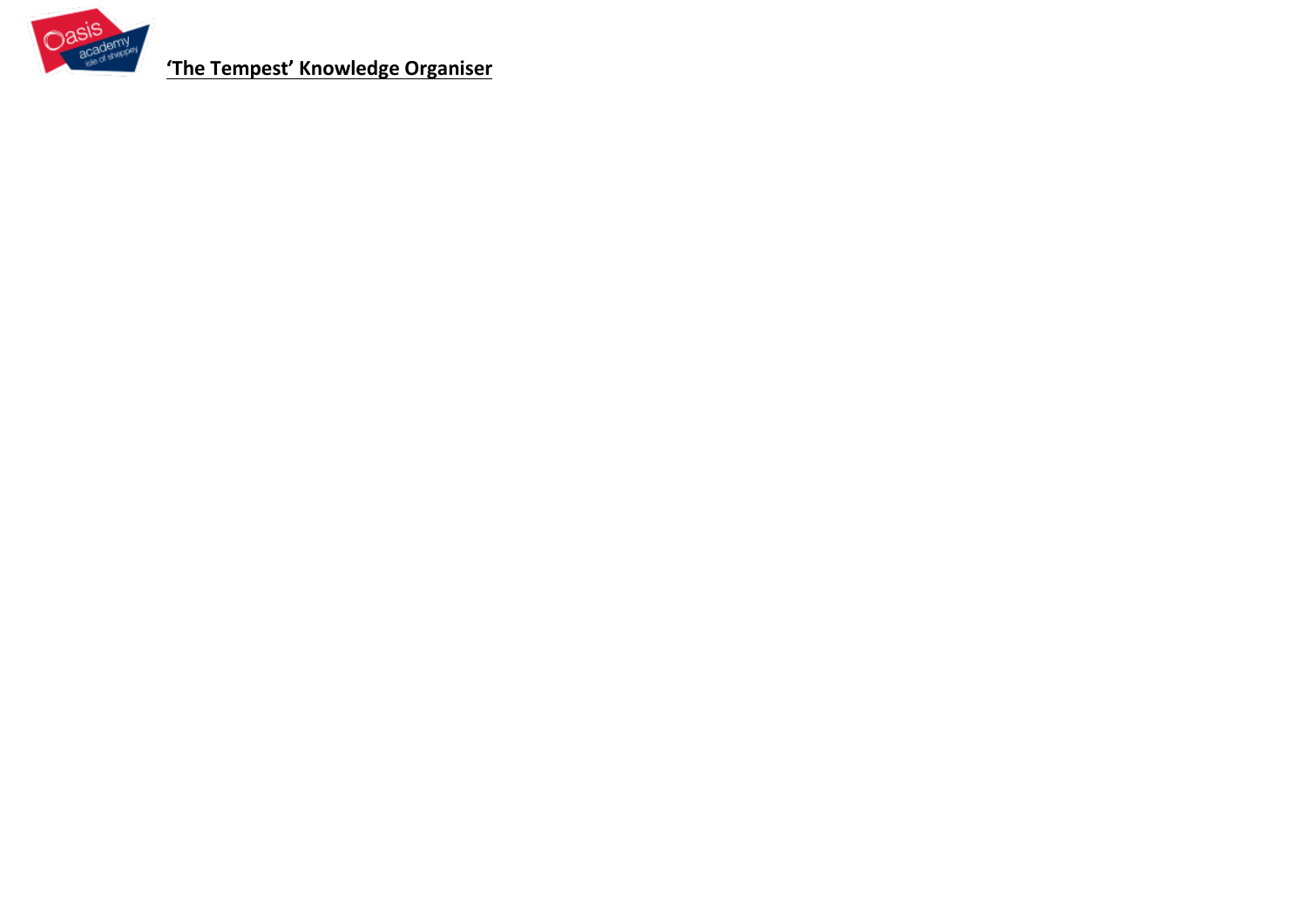**'The Tempest' Knowledge Organiser**